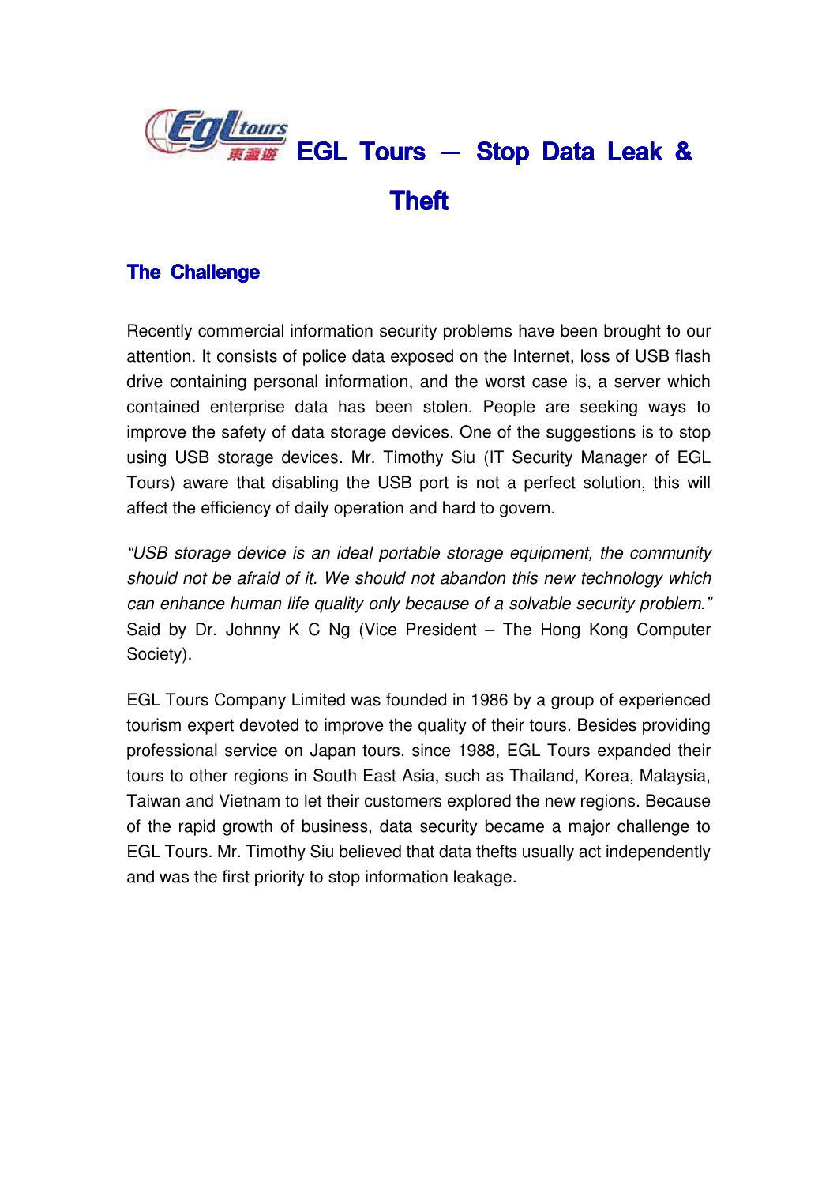# EGL Tours — Stop Data Leak & Theft

## The Challenge

Recently commercial information security problems have been brought to our attention. It consists of police data exposed on the Internet, loss of USB flash drive containing personal information, and the worst case is, a server which contained enterprise data has been stolen. People are seeking ways to improve the safety of data storage devices. One of the suggestions is to stop using USB storage devices. Mr. Timothy Siu (IT Security Manager of EGL Tours) aware that disabling the USB port is not a perfect solution, this will affect the efficiency of daily operation and hard to govern.

*"USB storage device is an ideal portable storage equipment, the community should not be afraid of it. We should not abandon this new technology which can enhance human life quality only because of a solvable security problem."* Said by Dr. Johnny K C Ng (Vice President – The Hong Kong Computer Society).

EGL Tours Company Limited was founded in 1986 by a group of experienced tourism expert devoted to improve the quality of their tours. Besides providing professional service on Japan tours, since 1988, EGL Tours expanded their tours to other regions in South East Asia, such as Thailand, Korea, Malaysia, Taiwan and Vietnam to let their customers explored the new regions. Because of the rapid growth of business, data security became a major challenge to EGL Tours. Mr. Timothy Siu believed that data thefts usually act independently and was the first priority to stop information leakage.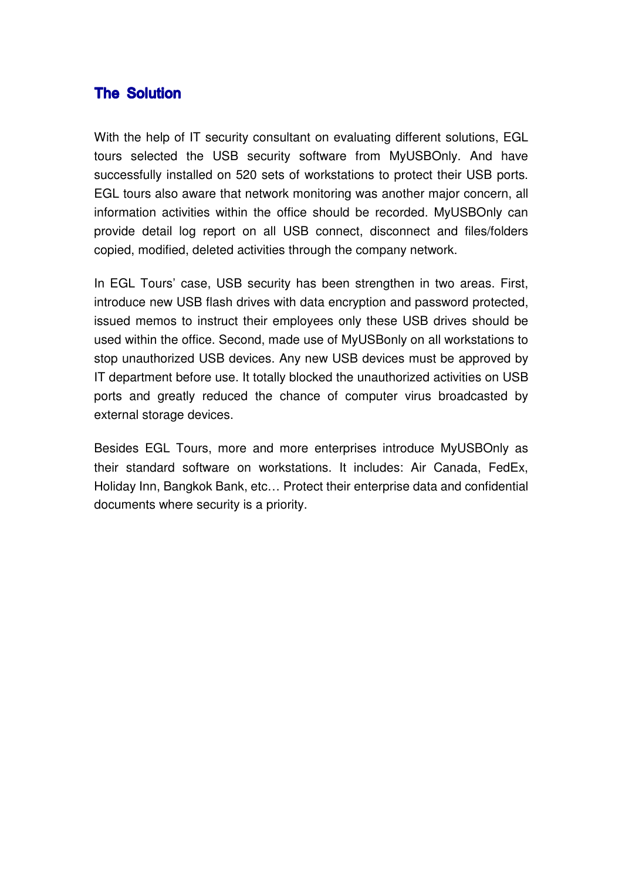## The Solution

With the help of IT security consultant on evaluating different solutions, EGL tours selected the USB security software from MyUSBOnly. And have successfully installed on 520 sets of workstations to protect their USB ports. EGL tours also aware that network monitoring was another major concern, all information activities within the office should be recorded. MyUSBOnly can provide detail log report on all USB connect, disconnect and files/folders copied, modified, deleted activities through the company network.

In EGL Tours' case, USB security has been strengthen in two areas. First, introduce new USB flash drives with data encryption and password protected, issued memos to instruct their employees only these USB drives should be used within the office. Second, made use of MyUSBonly on all workstations to stop unauthorized USB devices. Any new USB devices must be approved by IT department before use. It totally blocked the unauthorized activities on USB ports and greatly reduced the chance of computer virus broadcasted by external storage devices.

Besides EGL Tours, more and more enterprises introduce MyUSBOnly as their standard software on workstations. It includes: Air Canada, FedEx, Holiday Inn, Bangkok Bank, etc… Protect their enterprise data and confidential documents where security is a priority.